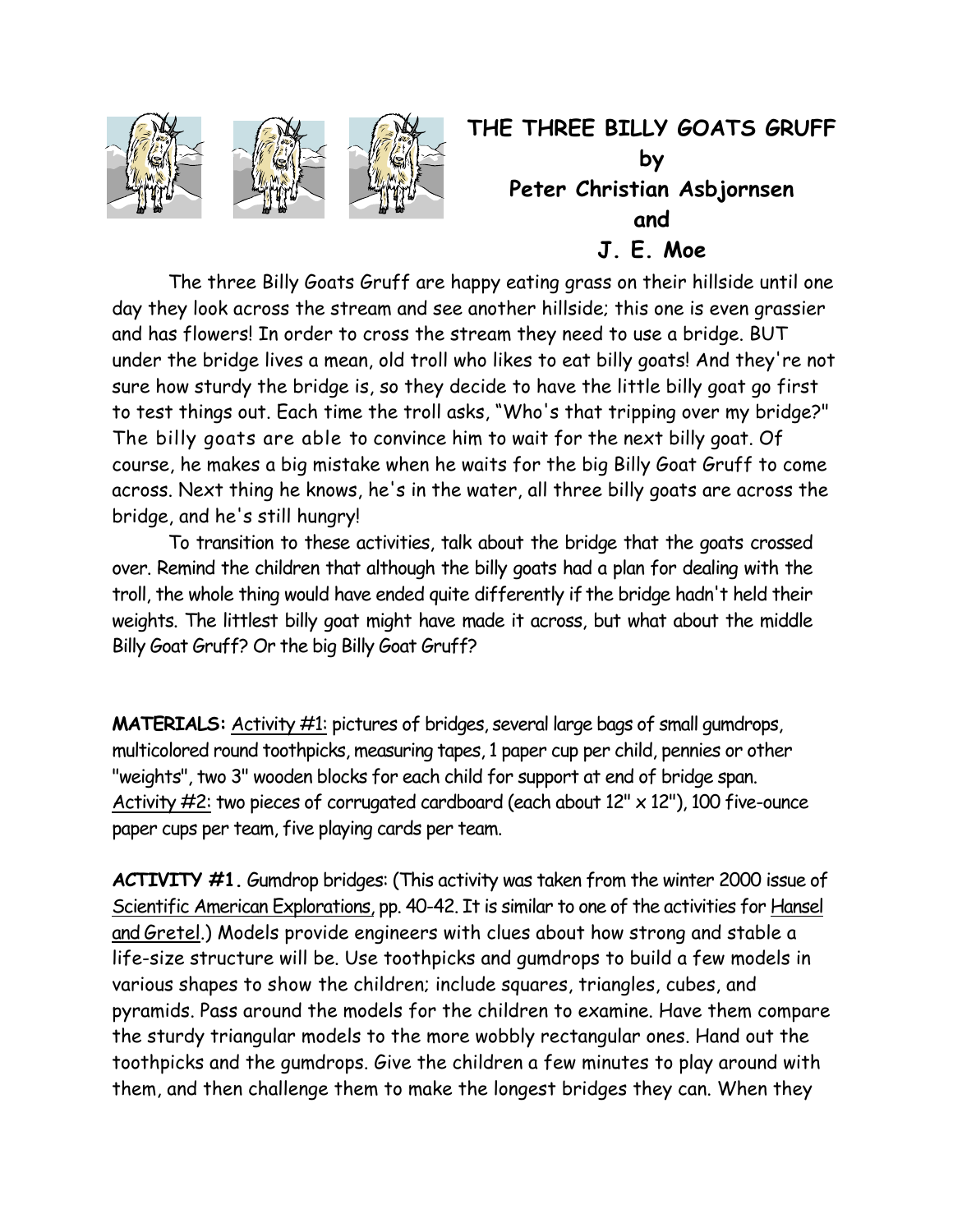# THE THREE BILLY GOATS GRUFF
## by
## Peter Christian Asbjornsen
## and
## J. E. Moe

The three Billy Goats Gruff are happy eating grass on their hillside until one day they look across the stream and see another hillside; this one is even grassier and has flowers! In order to cross the stream they need to use a bridge. BUT under the bridge lives a mean, old troll who likes to eat billy goats! And they're not sure how sturdy the bridge is, so they decide to have the little billy goat go first to test things out. Each time the troll asks, "Who's that tripping over my bridge?" The billy goats are able to convince him to wait for the next billy goat. Of course, he makes a big mistake when he waits for the big Billy Goat Gruff to come across. Next thing he knows, he's in the water, all three billy goats are across the bridge, and he's still hungry!

To transition to these activities, talk about the bridge that the goats crossed over. Remind the children that although the billy goats had a plan for dealing with the troll, the whole thing would have ended quite differently if the bridge hadn't held their weights. The littlest billy goat might have made it across, but what about the middle Billy Goat Gruff? Or the big Billy Goat Gruff?

**MATERIALS:** Activity #1: pictures of bridges, several large bags of small gumdrops, multicolored round toothpicks, measuring tapes, 1 paper cup per child, pennies or other "weights", two 3" wooden blocks for each child for support at end of bridge span. Activity #2: two pieces of corrugated cardboard (each about 12" x 12"), 100 five-ounce paper cups per team, five playing cards per team.

**ACTIVITY #1.** Gumdrop bridges: (This activity was taken from the winter 2000 issue of Scientific American Explorations, pp. 40-42. It is similar to one of the activities for Hansel and Gretel.) Models provide engineers with clues about how strong and stable a life-size structure will be. Use toothpicks and gumdrops to build a few models in various shapes to show the children; include squares, triangles, cubes, and pyramids. Pass around the models for the children to examine. Have them compare the sturdy triangular models to the more wobbly rectangular ones. Hand out the toothpicks and the gumdrops. Give the children a few minutes to play around with them, and then challenge them to make the longest bridges they can. When they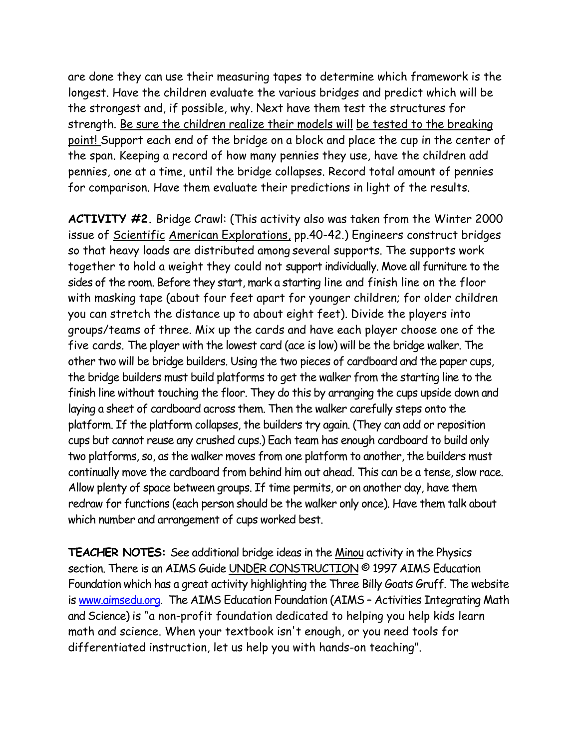are done they can use their measuring tapes to determine which framework is the longest. Have the children evaluate the various bridges and predict which will be the strongest and, if possible, why. Next have them test the structures for strength. Be sure the children realize their models will be tested to the breaking point! Support each end of the bridge on a block and place the cup in the center of the span. Keeping a record of how many pennies they use, have the children add pennies, one at a time, until the bridge collapses. Record total amount of pennies for comparison. Have them evaluate their predictions in light of the results.

**ACTIVITY #2.** Bridge Crawl: (This activity also was taken from the Winter 2000 issue of Scientific American Explorations, pp.40-42.) Engineers construct bridges so that heavy loads are distributed among several supports. The supports work together to hold a weight they could not support individually. Move all furniture to the sides of the room. Before they start, mark a starting line and finish line on the floor with masking tape (about four feet apart for younger children; for older children you can stretch the distance up to about eight feet). Divide the players into groups/teams of three. Mix up the cards and have each player choose one of the five cards. The player with the lowest card (ace is low) will be the bridge walker. The other two will be bridge builders. Using the two pieces of cardboard and the paper cups, the bridge builders must build platforms to get the walker from the starting line to the finish line without touching the floor. They do this by arranging the cups upside down and laying a sheet of cardboard across them. Then the walker carefully steps onto the platform. If the platform collapses, the builders try again. (They can add or reposition cups but cannot reuse any crushed cups.) Each team has enough cardboard to build only two platforms, so, as the walker moves from one platform to another, the builders must continually move the cardboard from behind him out ahead. This can be a tense, slow race. Allow plenty of space between groups. If time permits, or on another day, have them redraw for functions (each person should be the walker only once). Have them talk about which number and arrangement of cups worked best.

**TEACHER NOTES:** See additional bridge ideas in the Minou activity in the Physics section. There is an AIMS Guide UNDER CONSTRUCTION © 1997 AIMS Education Foundation which has a great activity highlighting the Three Billy Goats Gruff. The website is www.aimsedu.org. The AIMS Education Foundation (AIMS – Activities Integrating Math and Science) is "a non-profit foundation dedicated to helping you help kids learn math and science. When your textbook isn't enough, or you need tools for differentiated instruction, let us help you with hands-on teaching".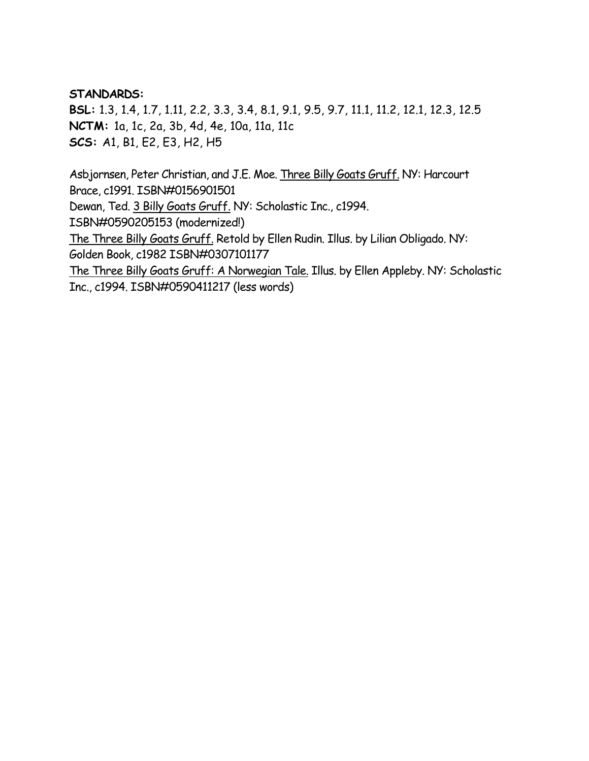**STANDARDS:**

**BSL:** 1.3, 1.4, 1.7, 1.11, 2.2, 3.3, 3.4, 8.1, 9.1, 9.5, 9.7, 11.1, 11.2, 12.1, 12.3, 12.5
**NCTM:** 1a, 1c, 2a, 3b, 4d, 4e, 10a, 11a, 11c
**SCS:** A1, B1, E2, E3, H2, H5

Asbjornsen, Peter Christian, and J.E. Moe. <u>Three Billy Goats Gruff.</u> NY: Harcourt Brace, c1991. ISBN#0156901501
Dewan, Ted. <u>3 Billy Goats Gruff.</u> NY: Scholastic Inc., c1994. ISBN#0590205153 (modernized!)
<u>The Three Billy Goats Gruff.</u> Retold by Ellen Rudin. Illus. by Lilian Obligado. NY: Golden Book, c1982 ISBN#0307101177
<u>The Three Billy Goats Gruff: A Norwegian Tale.</u> Illus. by Ellen Appleby. NY: Scholastic Inc., c1994. ISBN#0590411217 (less words)